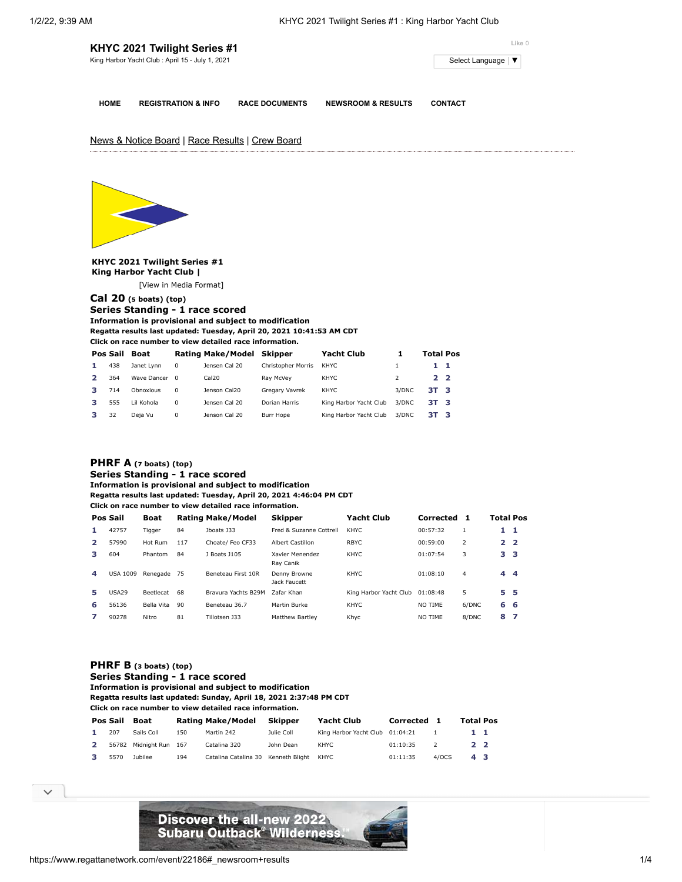# KHYC 2021 Twilight Series #1

King Harbor Yacht Club : April 15 - July 1, 2021

Like 0

Select Language ▼

HOME | REGISTRATION & INFO | RACE DOCUMENTS | NEWSROOM & RESULTS | CONTACT

News & Notice Board | Race Results | Crew Board

**KHYC 2021 Twilight Series #1**
**King Harbor Yacht Club |**

[View in Media Format]

## Cal 20 (5 boats) (top)

### Series Standing - 1 race scored

**Information is provisional and subject to modification**
**Regatta results last updated: Tuesday, April 20, 2021 10:41:53 AM CDT**
**Click on race number to view detailed race information.**

| Pos | Sail | Boat | Rating | Make/Model | Skipper | Yacht Club | 1 | Total | Pos |
|---|---|---|---|---|---|---|---|---|---|
| 1 | 438 | Janet Lynn | 0 | Jensen Cal 20 | Christopher Morris | KHYC | 1 | 1 | 1 |
| 2 | 364 | Wave Dancer | 0 | Cal20 | Ray McVey | KHYC | 2 | 2 | 2 |
| 3 | 714 | Obnoxious | 0 | Jenson Cal20 | Gregary Vavrek | KHYC | 3/DNC | 3T | 3 |
| 3 | 555 | Lil Kohola | 0 | Jensen Cal 20 | Dorian Harris | King Harbor Yacht Club | 3/DNC | 3T | 3 |
| 3 | 32 | Deja Vu | 0 | Jenson Cal 20 | Burr Hope | King Harbor Yacht Club | 3/DNC | 3T | 3 |

## PHRF A (7 boats) (top)

### Series Standing - 1 race scored

**Information is provisional and subject to modification**
**Regatta results last updated: Tuesday, April 20, 2021 4:46:04 PM CDT**
**Click on race number to view detailed race information.**

| Pos | Sail | Boat | Rating | Make/Model | Skipper | Yacht Club | Corrected | 1 | Total | Pos |
|---|---|---|---|---|---|---|---|---|---|---|
| 1 | 42757 | Tigger | 84 | Jboats J33 | Fred & Suzanne Cottrell | KHYC | 00:57:32 | 1 | 1 | 1 |
| 2 | 57990 | Hot Rum | 117 | Choate/ Feo CF33 | Albert Castillon | RBYC | 00:59:00 | 2 | 2 | 2 |
| 3 | 604 | Phantom | 84 | J Boats J105 | Xavier Menendez Ray Canik | KHYC | 01:07:54 | 3 | 3 | 3 |
| 4 | USA 1009 | Renegade | 75 | Beneteau First 10R | Denny Browne Jack Faucett | KHYC | 01:08:10 | 4 | 4 | 4 |
| 5 | USA29 | Beetlecat | 68 | Bravura Yachts B29M | Zafar Khan | King Harbor Yacht Club | 01:08:48 | 5 | 5 | 5 |
| 6 | 56136 | Bella Vita | 90 | Beneteau 36.7 | Martin Burke | KHYC | NO TIME | 6/DNC | 6 | 6 |
| 7 | 90278 | Nitro | 81 | Tillotsen J33 | Matthew Bartley | Khyc | NO TIME | 8/DNC | 8 | 7 |

## PHRF B (3 boats) (top)

### Series Standing - 1 race scored

**Information is provisional and subject to modification**
**Regatta results last updated: Sunday, April 18, 2021 2:37:48 PM CDT**
**Click on race number to view detailed race information.**

| Pos | Sail | Boat | Rating | Make/Model | Skipper | Yacht Club | Corrected | 1 | Total | Pos |
|---|---|---|---|---|---|---|---|---|---|---|
| 1 | 207 | Sails Coll | 150 | Martin 242 | Julie Coll | King Harbor Yacht Club | 01:04:21 | 1 | 1 | 1 |
| 2 | 56782 | Midnight Run | 167 | Catalina 320 | John Dean | KHYC | 01:10:35 | 2 | 2 | 2 |
| 3 | 5570 | Jubilee | 194 | Catalina Catalina 30 | Kenneth Blight | KHYC | 01:11:35 | 4/OCS | 4 | 3 |

Discover the all-new 2022 Subaru Outback® Wilderness.™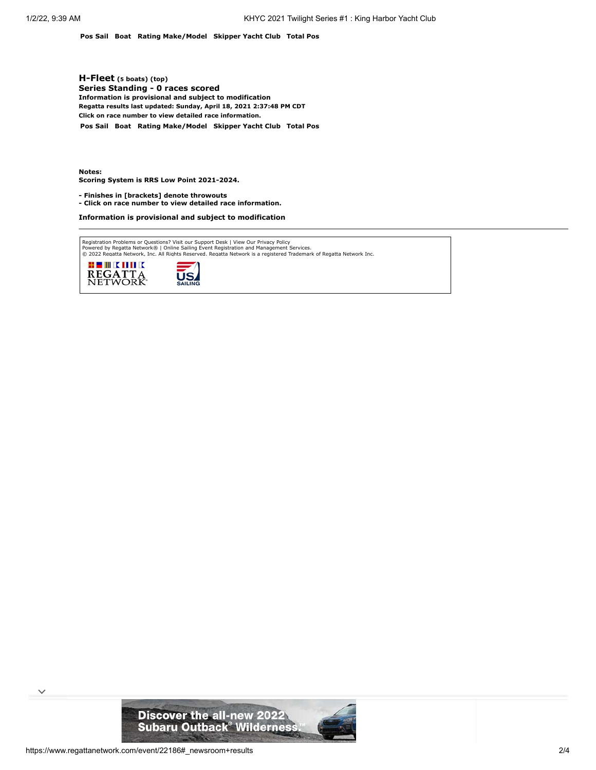| Pos | Sail | Boat | Rating | Make/Model | Skipper | Yacht Club | Total | Pos |
|---|---|---|---|---|---|---|---|---|

## H-Fleet (5 boats) (top)

**Series Standing - 0 races scored**

**Information is provisional and subject to modification**

**Regatta results last updated: Sunday, April 18, 2021 2:37:48 PM CDT**

**Click on race number to view detailed race information.**

| Pos | Sail | Boat | Rating | Make/Model | Skipper | Yacht Club | Total | Pos |
|---|---|---|---|---|---|---|---|---|

**Notes:**
**Scoring System is RRS Low Point 2021-2024.**

**- Finishes in [brackets] denote throwouts**
**- Click on race number to view detailed race information.**

**Information is provisional and subject to modification**

---

Registration Problems or Questions? Visit our Support Desk | View Our Privacy Policy
Powered by Regatta Network® | Online Sailing Event Registration and Management Services.
© 2022 Regatta Network, Inc. All Rights Reserved. Regatta Network is a registered Trademark of Regatta Network Inc.

REGATTA NETWORK

US SAILING

Discover the all-new 2022 Subaru Outback® Wilderness.™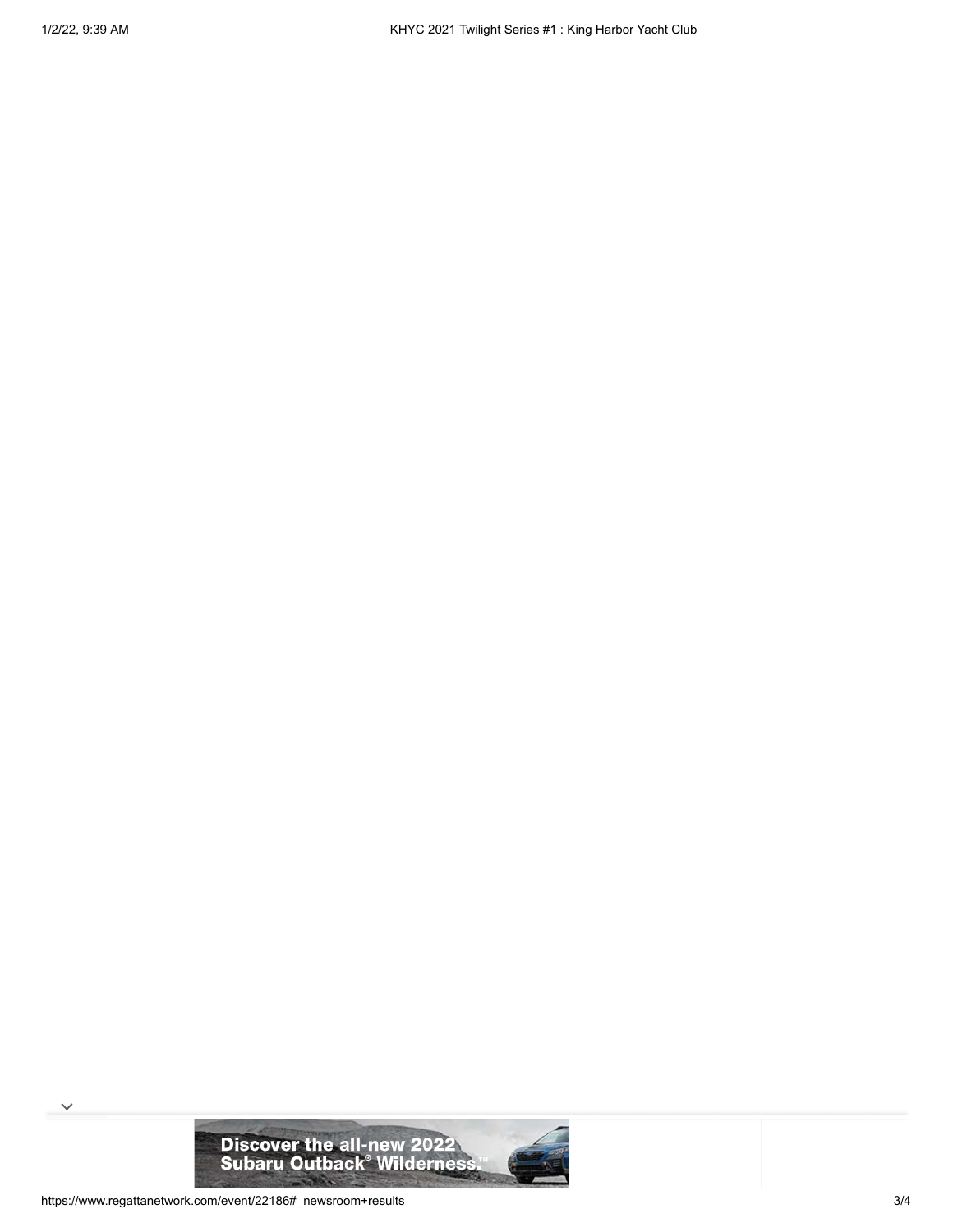Discover the all-new 2022 Subaru Outback® Wilderness.™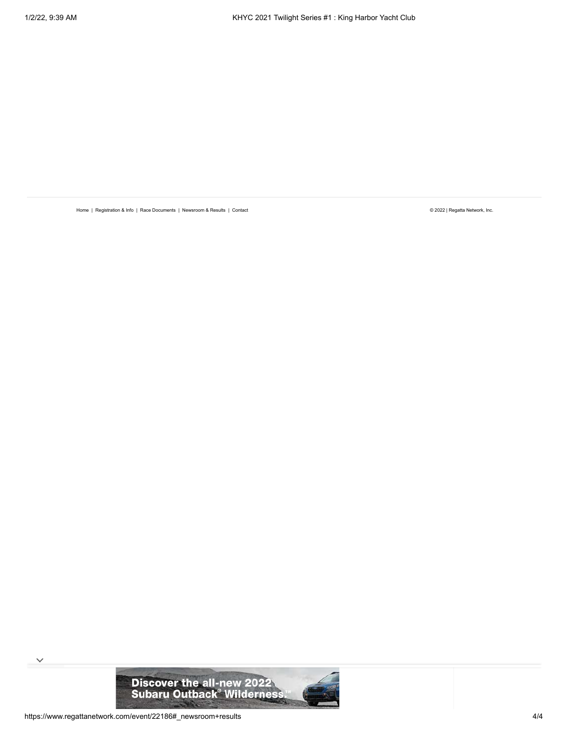Home | Registration & Info | Race Documents | Newsroom & Results | Contact

© 2022 | Regatta Network, Inc.

Discover the all-new 2022 Subaru Outback® Wilderness.™